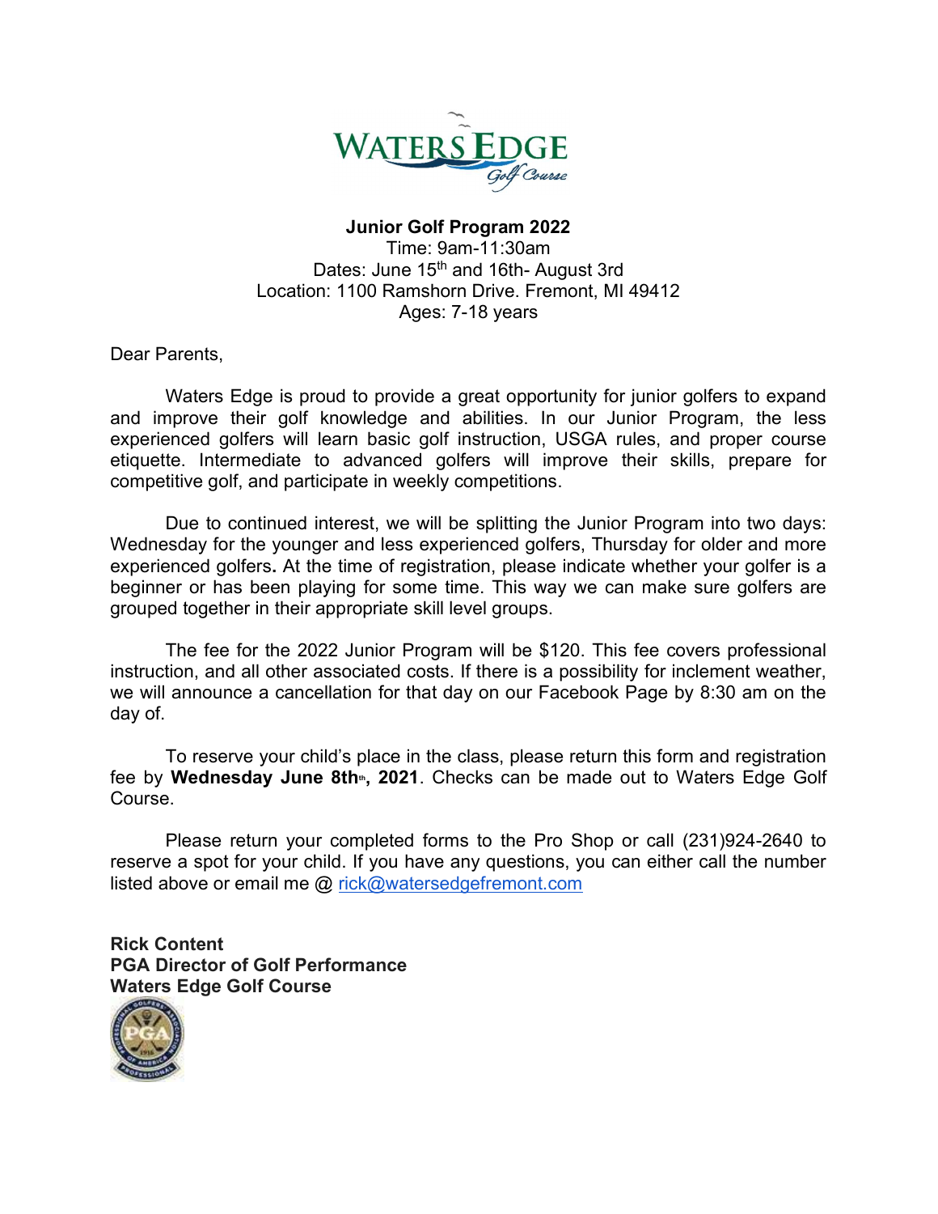# Junior Golf Program 2022

Time: 9am-11:30am
Dates: June 15th and 16th- August 3rd
Location: 1100 Ramshorn Drive. Fremont, MI 49412
Ages: 7-18 years

Dear Parents,

Waters Edge is proud to provide a great opportunity for junior golfers to expand and improve their golf knowledge and abilities. In our Junior Program, the less experienced golfers will learn basic golf instruction, USGA rules, and proper course etiquette. Intermediate to advanced golfers will improve their skills, prepare for competitive golf, and participate in weekly competitions.

Due to continued interest, we will be splitting the Junior Program into two days: Wednesday for the younger and less experienced golfers, Thursday for older and more experienced golfers**.** At the time of registration, please indicate whether your golfer is a beginner or has been playing for some time. This way we can make sure golfers are grouped together in their appropriate skill level groups.

The fee for the 2022 Junior Program will be $120. This fee covers professional instruction, and all other associated costs. If there is a possibility for inclement weather, we will announce a cancellation for that day on our Facebook Page by 8:30 am on the day of.

To reserve your child's place in the class, please return this form and registration fee by **Wednesday June 8th, 2021**. Checks can be made out to Waters Edge Golf Course.

Please return your completed forms to the Pro Shop or call (231)924-2640 to reserve a spot for your child. If you have any questions, you can either call the number listed above or email me @ rick@watersedgefremont.com

**Rick Content**
**PGA Director of Golf Performance**
**Waters Edge Golf Course**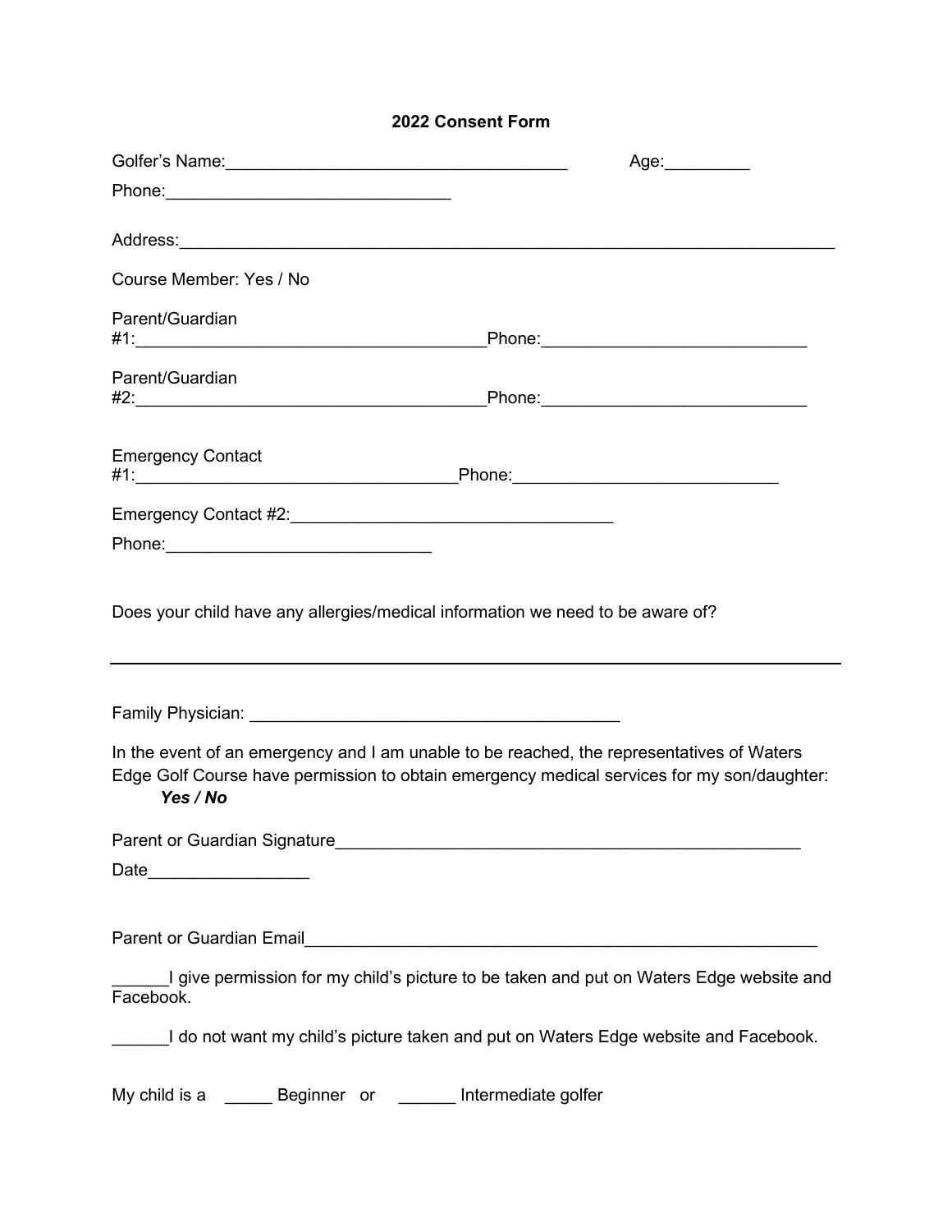## 2022 Consent Form

Golfer's Name:____________________________________ Age:_________

Phone:______________________________

Address:______________________________________________________________________

Course Member: Yes / No

Parent/Guardian #1:_____________________________________Phone:____________________________

Parent/Guardian #2:_____________________________________Phone:____________________________

Emergency Contact #1:__________________________________Phone:____________________________

Emergency Contact #2:__________________________________

Phone:____________________________

Does your child have any allergies/medical information we need to be aware of?

______________________________________________________________________________

Family Physician: _______________________________________

In the event of an emergency and I am unable to be reached, the representatives of Waters Edge Golf Course have permission to obtain emergency medical services for my son/daughter: ***Yes / No***

Parent or Guardian Signature__________________________________________________

Date_________________

Parent or Guardian Email________________________________________________________

______I give permission for my child's picture to be taken and put on Waters Edge website and Facebook.

______I do not want my child's picture taken and put on Waters Edge website and Facebook.

My child is a _____ Beginner or ______ Intermediate golfer